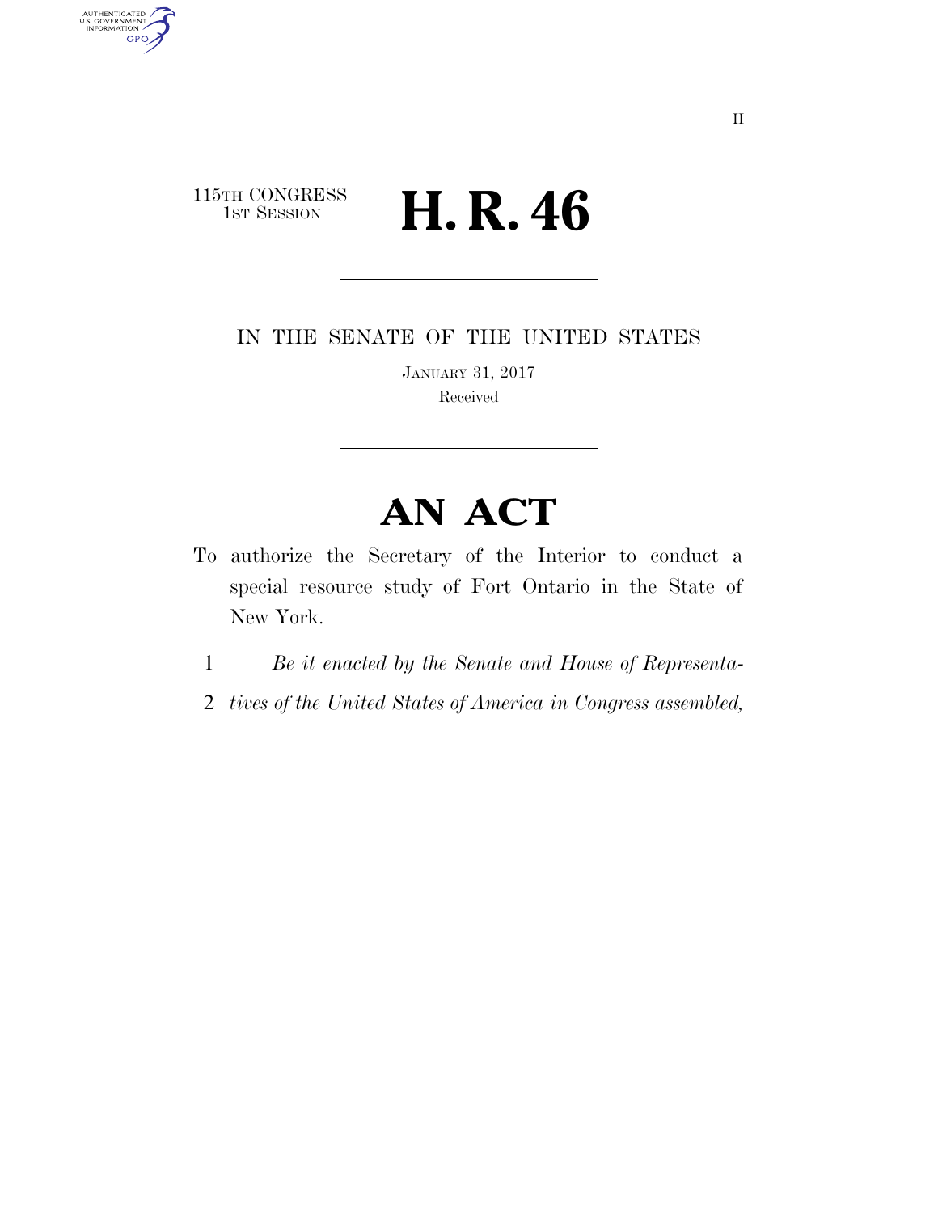115TH CONGRESS
1ST SESSION

# H. R. 46

IN THE SENATE OF THE UNITED STATES

JANUARY 31, 2017

Received

# AN ACT

To authorize the Secretary of the Interior to conduct a special resource study of Fort Ontario in the State of New York.

1 *Be it enacted by the Senate and House of Representa-*
2 *tives of the United States of America in Congress assembled,*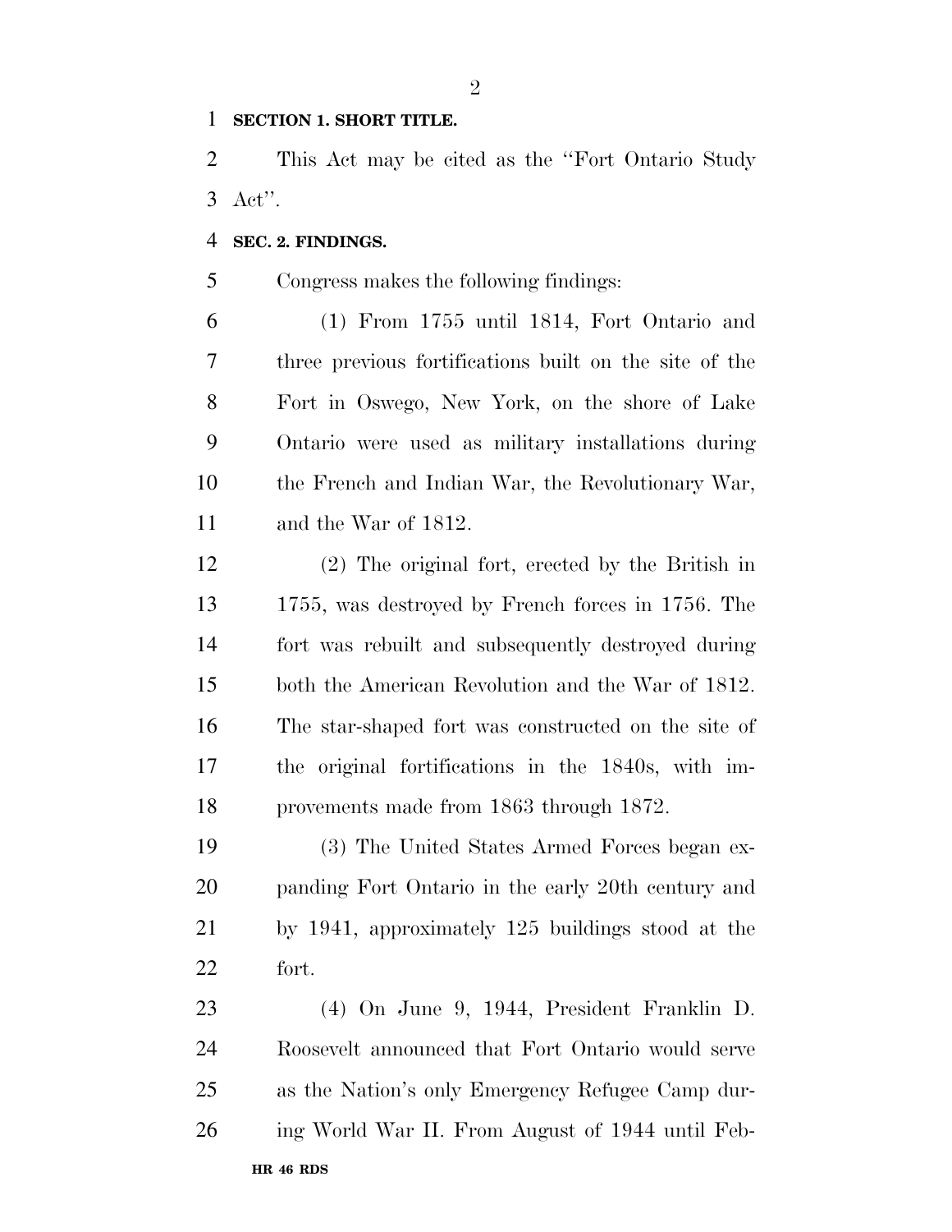**SECTION 1. SHORT TITLE.**

This Act may be cited as the ''Fort Ontario Study Act''.

**SEC. 2. FINDINGS.**

Congress makes the following findings:

(1) From 1755 until 1814, Fort Ontario and three previous fortifications built on the site of the Fort in Oswego, New York, on the shore of Lake Ontario were used as military installations during the French and Indian War, the Revolutionary War, and the War of 1812.

(2) The original fort, erected by the British in 1755, was destroyed by French forces in 1756. The fort was rebuilt and subsequently destroyed during both the American Revolution and the War of 1812. The star-shaped fort was constructed on the site of the original fortifications in the 1840s, with improvements made from 1863 through 1872.

(3) The United States Armed Forces began expanding Fort Ontario in the early 20th century and by 1941, approximately 125 buildings stood at the fort.

(4) On June 9, 1944, President Franklin D. Roosevelt announced that Fort Ontario would serve as the Nation's only Emergency Refugee Camp during World War II. From August of 1944 until Feb-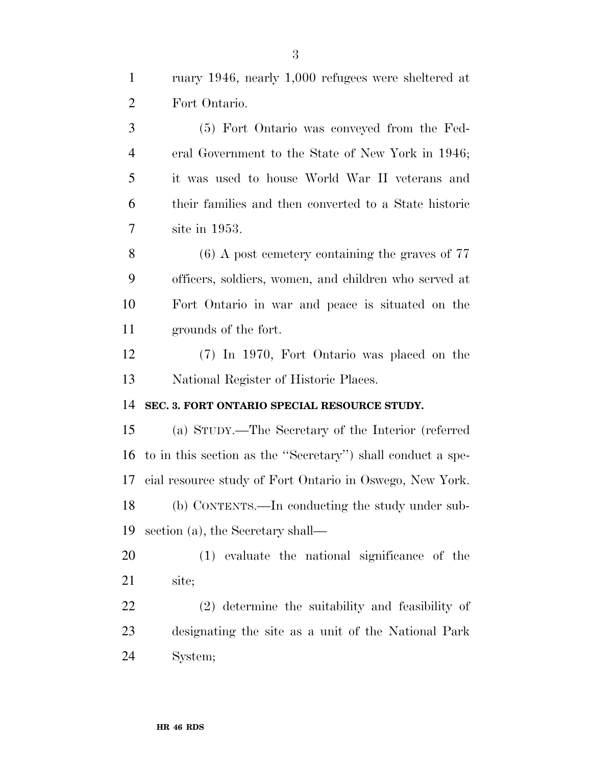ruary 1946, nearly 1,000 refugees were sheltered at Fort Ontario.

(5) Fort Ontario was conveyed from the Federal Government to the State of New York in 1946; it was used to house World War II veterans and their families and then converted to a State historic site in 1953.

(6) A post cemetery containing the graves of 77 officers, soldiers, women, and children who served at Fort Ontario in war and peace is situated on the grounds of the fort.

(7) In 1970, Fort Ontario was placed on the National Register of Historic Places.

**SEC. 3. FORT ONTARIO SPECIAL RESOURCE STUDY.**

(a) STUDY.—The Secretary of the Interior (referred to in this section as the ''Secretary'') shall conduct a special resource study of Fort Ontario in Oswego, New York.

(b) CONTENTS.—In conducting the study under subsection (a), the Secretary shall—

(1) evaluate the national significance of the site;

(2) determine the suitability and feasibility of designating the site as a unit of the National Park System;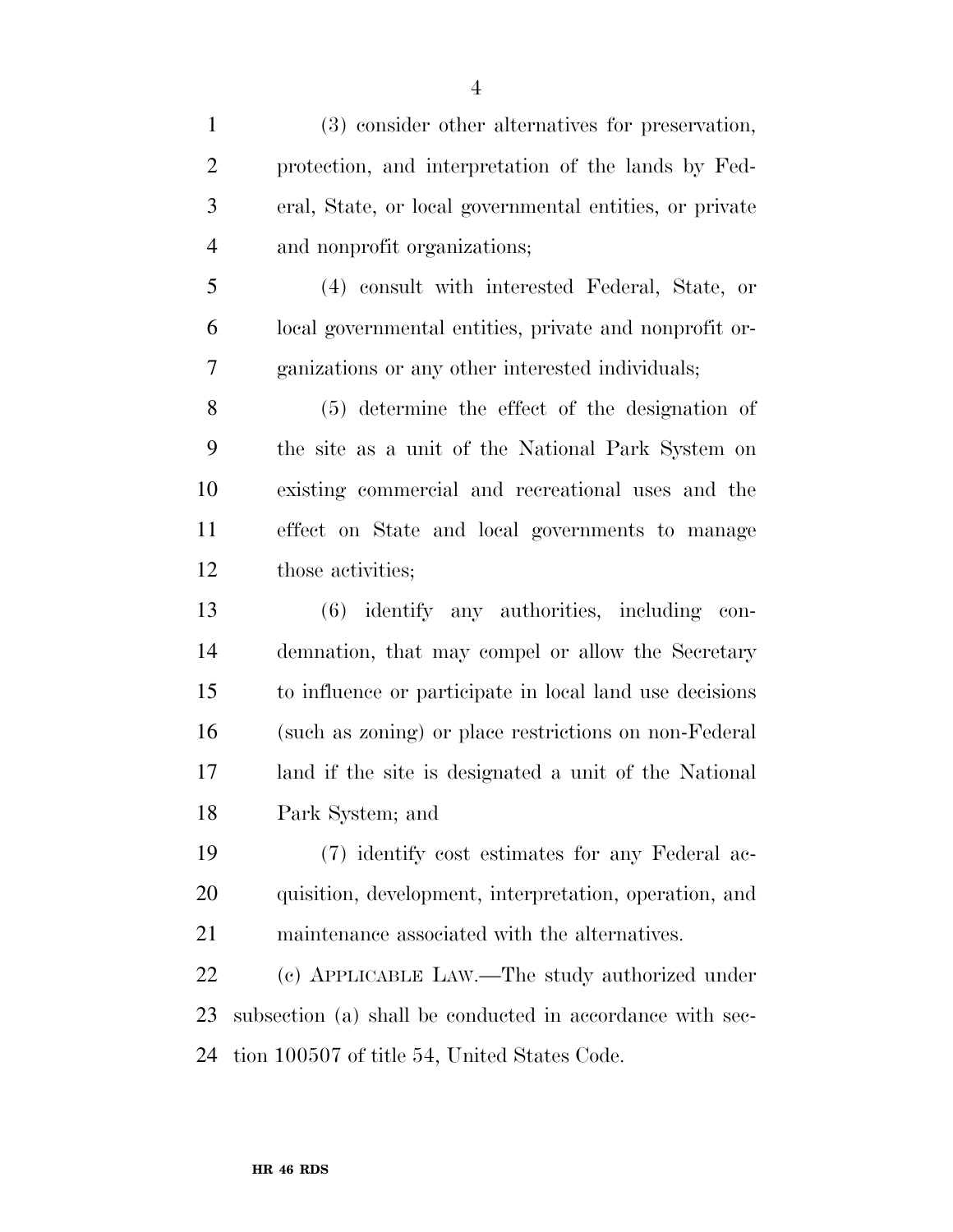(3) consider other alternatives for preservation, protection, and interpretation of the lands by Federal, State, or local governmental entities, or private and nonprofit organizations;

(4) consult with interested Federal, State, or local governmental entities, private and nonprofit organizations or any other interested individuals;

(5) determine the effect of the designation of the site as a unit of the National Park System on existing commercial and recreational uses and the effect on State and local governments to manage those activities;

(6) identify any authorities, including condemnation, that may compel or allow the Secretary to influence or participate in local land use decisions (such as zoning) or place restrictions on non-Federal land if the site is designated a unit of the National Park System; and

(7) identify cost estimates for any Federal acquisition, development, interpretation, operation, and maintenance associated with the alternatives.

(c) APPLICABLE LAW.—The study authorized under subsection (a) shall be conducted in accordance with section 100507 of title 54, United States Code.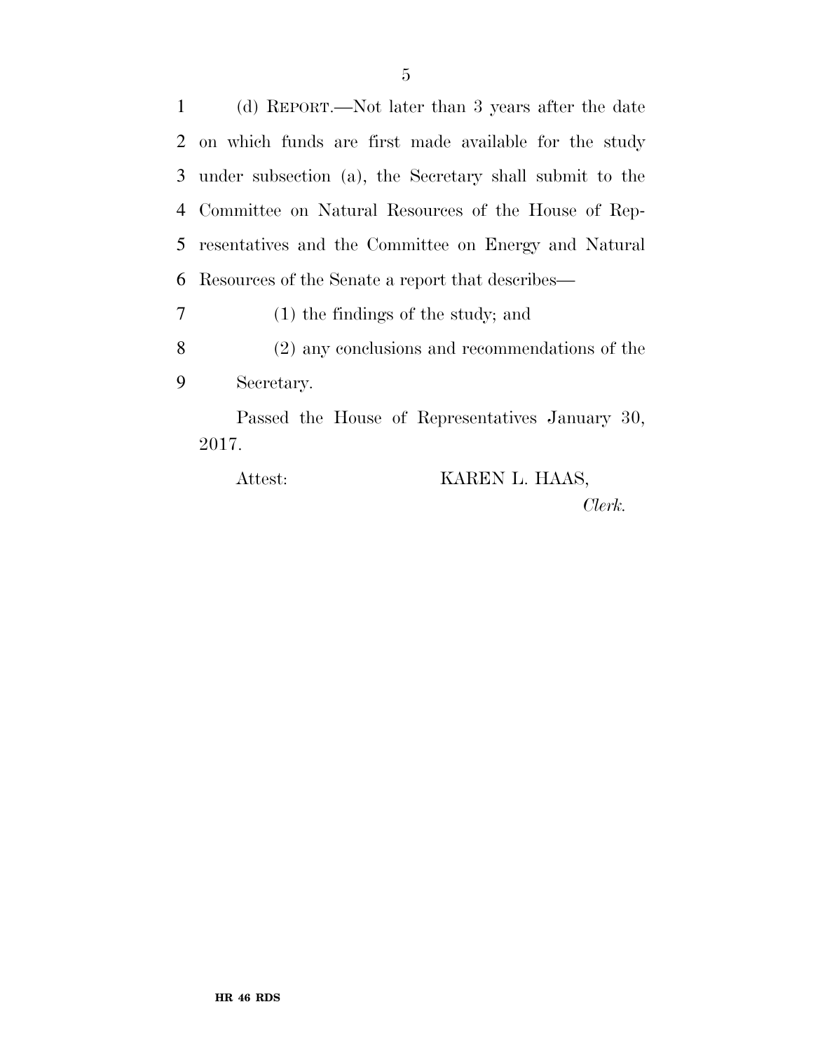(d) REPORT.—Not later than 3 years after the date on which funds are first made available for the study under subsection (a), the Secretary shall submit to the Committee on Natural Resources of the House of Representatives and the Committee on Energy and Natural Resources of the Senate a report that describes—

(1) the findings of the study; and

(2) any conclusions and recommendations of the Secretary.

Passed the House of Representatives January 30, 2017.

Attest: KAREN L. HAAS,

*Clerk.*